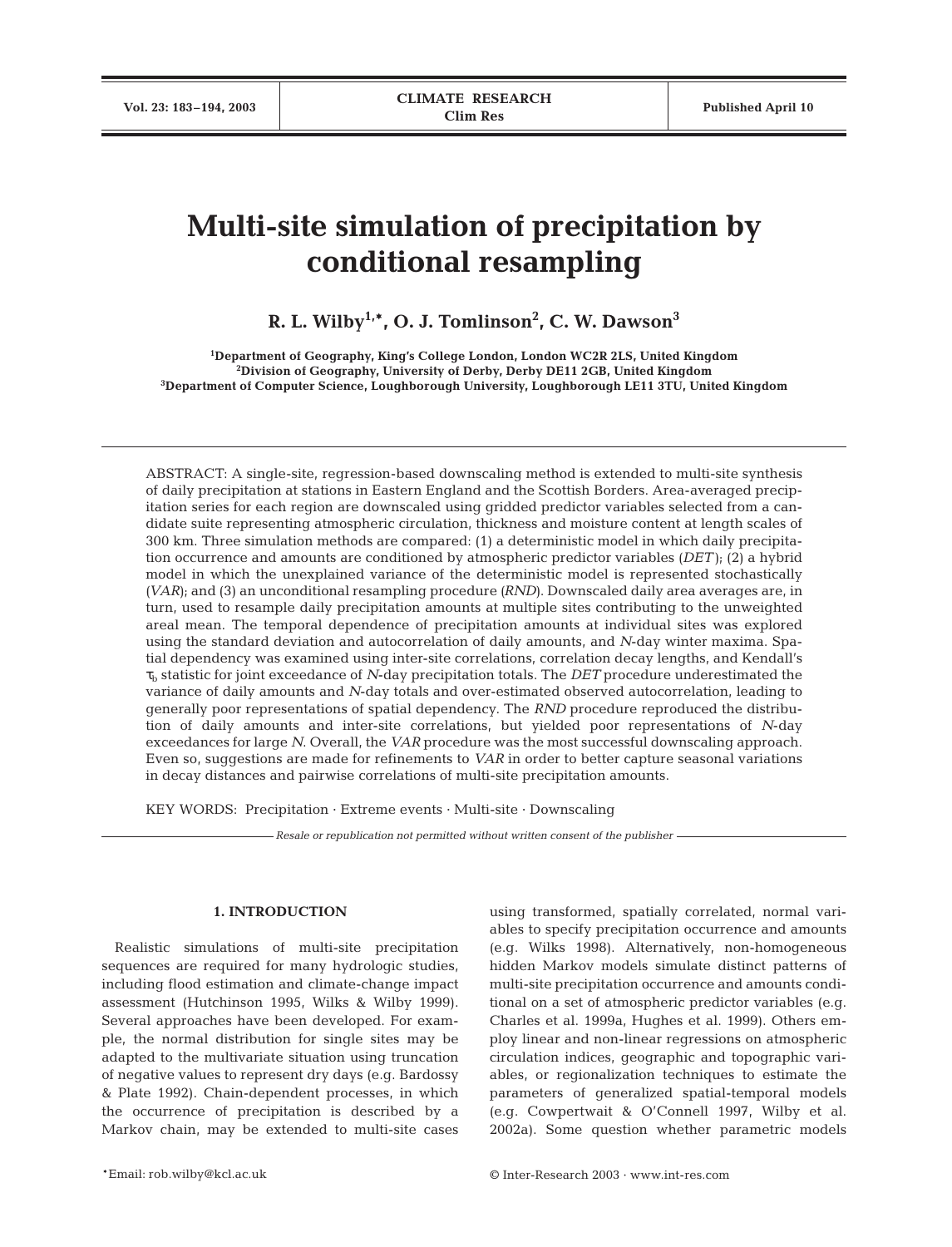# Multi-site simulation of precipitation by conditional resampling

**R. L. Wilby[1,*], O. J. Tomlinson[2], C. W. Dawson[3]**

[1]Department of Geography, King's College London, London WC2R 2LS, United Kingdom
[2]Division of Geography, University of Derby, Derby DE11 2GB, United Kingdom
[3]Department of Computer Science, Loughborough University, Loughborough LE11 3TU, United Kingdom

ABSTRACT: A single-site, regression-based downscaling method is extended to multi-site synthesis of daily precipitation at stations in Eastern England and the Scottish Borders. Area-averaged precipitation series for each region are downscaled using gridded predictor variables selected from a candidate suite representing atmospheric circulation, thickness and moisture content at length scales of 300 km. Three simulation methods are compared: (1) a deterministic model in which daily precipitation occurrence and amounts are conditioned by atmospheric predictor variables (*DET*); (2) a hybrid model in which the unexplained variance of the deterministic model is represented stochastically (*VAR*); and (3) an unconditional resampling procedure (*RND*). Downscaled daily area averages are, in turn, used to resample daily precipitation amounts at multiple sites contributing to the unweighted areal mean. The temporal dependence of precipitation amounts at individual sites was explored using the standard deviation and autocorrelation of daily amounts, and *N*-day winter maxima. Spatial dependency was examined using inter-site correlations, correlation decay lengths, and Kendall's $\tau_b$ statistic for joint exceedance of *N*-day precipitation totals. The *DET* procedure underestimated the variance of daily amounts and *N*-day totals and over-estimated observed autocorrelation, leading to generally poor representations of spatial dependency. The *RND* procedure reproduced the distribution of daily amounts and inter-site correlations, but yielded poor representations of *N*-day exceedances for large *N*. Overall, the *VAR* procedure was the most successful downscaling approach. Even so, suggestions are made for refinements to *VAR* in order to better capture seasonal variations in decay distances and pairwise correlations of multi-site precipitation amounts.

KEY WORDS: Precipitation · Extreme events · Multi-site · Downscaling

*Resale or republication not permitted without written consent of the publisher*

## 1. INTRODUCTION

Realistic simulations of multi-site precipitation sequences are required for many hydrologic studies, including flood estimation and climate-change impact assessment (Hutchinson 1995, Wilks & Wilby 1999). Several approaches have been developed. For example, the normal distribution for single sites may be adapted to the multivariate situation using truncation of negative values to represent dry days (e.g. Bardossy & Plate 1992). Chain-dependent processes, in which the occurrence of precipitation is described by a Markov chain, may be extended to multi-site cases using transformed, spatially correlated, normal variables to specify precipitation occurrence and amounts (e.g. Wilks 1998). Alternatively, non-homogeneous hidden Markov models simulate distinct patterns of multi-site precipitation occurrence and amounts conditional on a set of atmospheric predictor variables (e.g. Charles et al. 1999a, Hughes et al. 1999). Others employ linear and non-linear regressions on atmospheric circulation indices, geographic and topographic variables, or regionalization techniques to estimate the parameters of generalized spatial-temporal models (e.g. Cowpertwait & O'Connell 1997, Wilby et al. 2002a). Some question whether parametric models

*Email: rob.wilby@kcl.ac.uk

© Inter-Research 2003 · www.int-res.com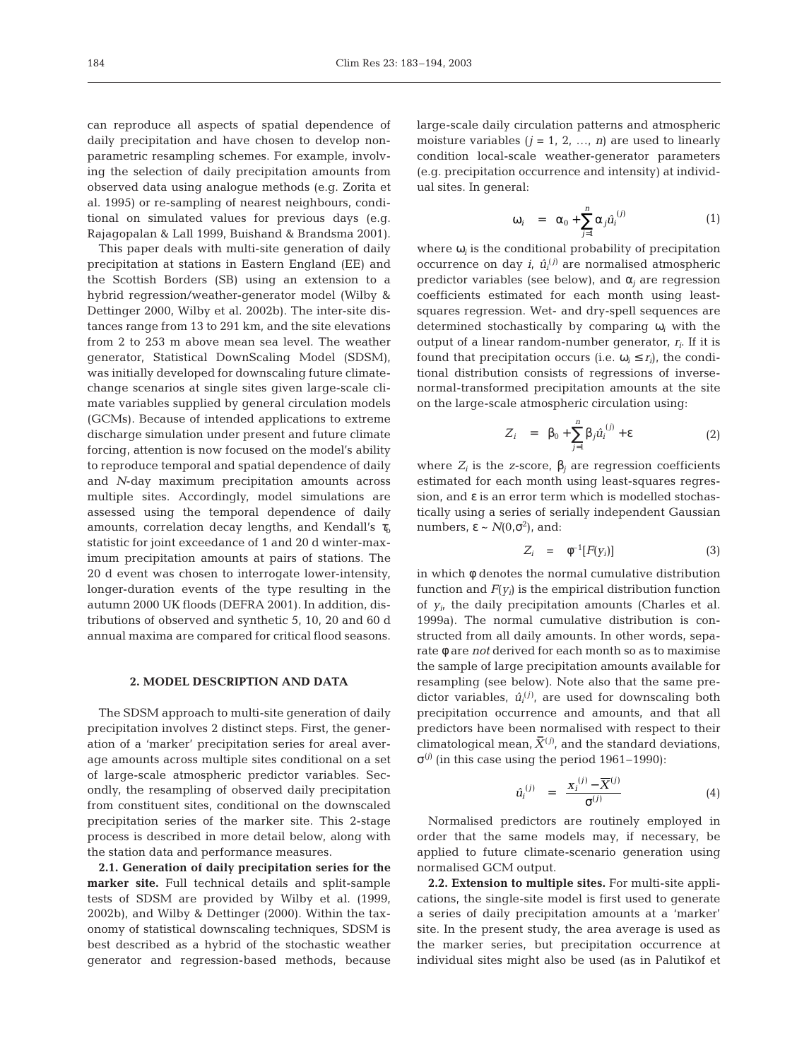can reproduce all aspects of spatial dependence of daily precipitation and have chosen to develop non-parametric resampling schemes. For example, involving the selection of daily precipitation amounts from observed data using analogue methods (e.g. Zorita et al. 1995) or re-sampling of nearest neighbours, conditional on simulated values for previous days (e.g. Rajagopalan & Lall 1999, Buishand & Brandsma 2001).

This paper deals with multi-site generation of daily precipitation at stations in Eastern England (EE) and the Scottish Borders (SB) using an extension to a hybrid regression/weather-generator model (Wilby & Dettinger 2000, Wilby et al. 2002b). The inter-site distances range from 13 to 291 km, and the site elevations from 2 to 253 m above mean sea level. The weather generator, Statistical DownScaling Model (SDSM), was initially developed for downscaling future climate-change scenarios at single sites given large-scale climate variables supplied by general circulation models (GCMs). Because of intended applications to extreme discharge simulation under present and future climate forcing, attention is now focused on the model's ability to reproduce temporal and spatial dependence of daily and *N*-day maximum precipitation amounts across multiple sites. Accordingly, model simulations are assessed using the temporal dependence of daily amounts, correlation decay lengths, and Kendall's $\tau_b$ statistic for joint exceedance of 1 and 20 d winter-maximum precipitation amounts at pairs of stations. The 20 d event was chosen to interrogate lower-intensity, longer-duration events of the type resulting in the autumn 2000 UK floods (DEFRA 2001). In addition, distributions of observed and synthetic 5, 10, 20 and 60 d annual maxima are compared for critical flood seasons.

## 2. MODEL DESCRIPTION AND DATA

The SDSM approach to multi-site generation of daily precipitation involves 2 distinct steps. First, the generation of a 'marker' precipitation series for areal average amounts across multiple sites conditional on a set of large-scale atmospheric predictor variables. Secondly, the resampling of observed daily precipitation from constituent sites, conditional on the downscaled precipitation series of the marker site. This 2-stage process is described in more detail below, along with the station data and performance measures.

**2.1. Generation of daily precipitation series for the marker site.** Full technical details and split-sample tests of SDSM are provided by Wilby et al. (1999, 2002b), and Wilby & Dettinger (2000). Within the taxonomy of statistical downscaling techniques, SDSM is best described as a hybrid of the stochastic weather generator and regression-based methods, because large-scale daily circulation patterns and atmospheric moisture variables ($j = 1, 2, \ldots, n$) are used to linearly condition local-scale weather-generator parameters (e.g. precipitation occurrence and intensity) at individual sites. In general:

$$\omega_i = \alpha_0 + \sum_{j=1}^{n} \alpha_j \hat{u}_i^{(j)} \tag{1}$$

where $\omega_i$ is the conditional probability of precipitation occurrence on day $i$, $\hat{u}_i^{(j)}$ are normalised atmospheric predictor variables (see below), and $\alpha_j$ are regression coefficients estimated for each month using least-squares regression. Wet- and dry-spell sequences are determined stochastically by comparing $\omega_i$ with the output of a linear random-number generator, $r_i$. If it is found that precipitation occurs (i.e. $\omega_i \leq r_i$), the conditional distribution consists of regressions of inverse-normal-transformed precipitation amounts at the site on the large-scale atmospheric circulation using:

$$Z_i = \beta_0 + \sum_{j=1}^{n} \beta_j \hat{u}_i^{(j)} + \varepsilon \tag{2}$$

where $Z_i$ is the *z*-score, $\beta_j$ are regression coefficients estimated for each month using least-squares regression, and $\varepsilon$ is an error term which is modelled stochastically using a series of serially independent Gaussian numbers, $\varepsilon \sim N(0,\sigma^2)$, and:

$$Z_i = \phi^{-1}[F(y_i)] \tag{3}$$

in which $\phi$ denotes the normal cumulative distribution function and $F(y_i)$ is the empirical distribution function of $y_i$, the daily precipitation amounts (Charles et al. 1999a). The normal cumulative distribution is constructed from all daily amounts. In other words, separate $\phi$ are *not* derived for each month so as to maximise the sample of large precipitation amounts available for resampling (see below). Note also that the same predictor variables, $\hat{u}_i^{(j)}$, are used for downscaling both precipitation occurrence and amounts, and that all predictors have been normalised with respect to their climatological mean, $\bar{X}^{(j)}$, and the standard deviations, $\sigma^{(j)}$ (in this case using the period 1961–1990):

$$\hat{u}_i^{(j)} = \frac{x_i^{(j)} - \bar{X}^{(j)}}{\sigma^{(j)}} \tag{4}$$

Normalised predictors are routinely employed in order that the same models may, if necessary, be applied to future climate-scenario generation using normalised GCM output.

**2.2. Extension to multiple sites.** For multi-site applications, the single-site model is first used to generate a series of daily precipitation amounts at a 'marker' site. In the present study, the area average is used as the marker series, but precipitation occurrence at individual sites might also be used (as in Palutikof et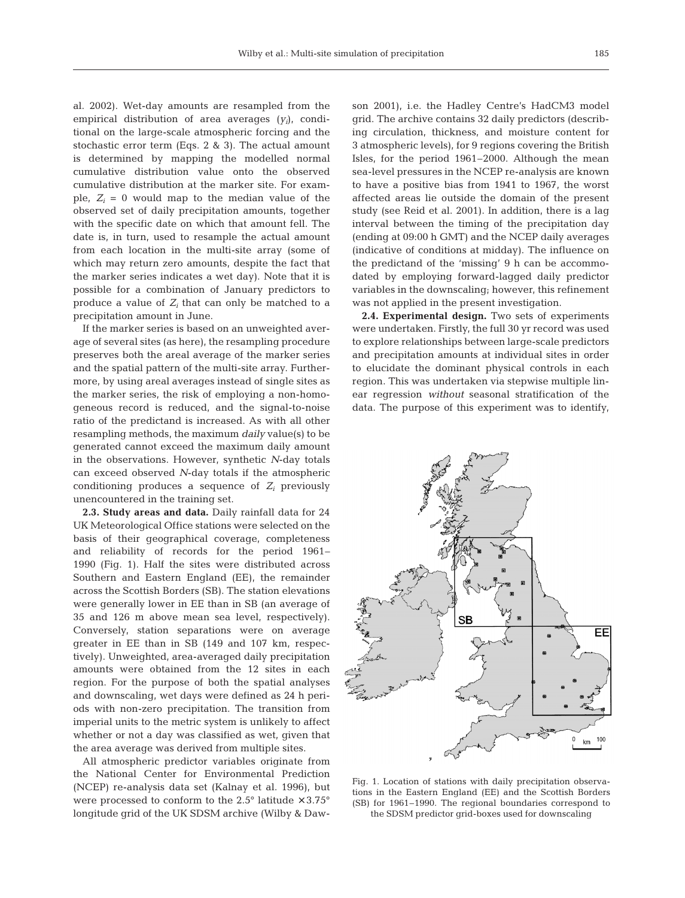al. 2002). Wet-day amounts are resampled from the empirical distribution of area averages ($y_i$), conditional on the large-scale atmospheric forcing and the stochastic error term (Eqs. 2 & 3). The actual amount is determined by mapping the modelled normal cumulative distribution value onto the observed cumulative distribution at the marker site. For example, $Z_i = 0$ would map to the median value of the observed set of daily precipitation amounts, together with the specific date on which that amount fell. The date is, in turn, used to resample the actual amount from each location in the multi-site array (some of which may return zero amounts, despite the fact that the marker series indicates a wet day). Note that it is possible for a combination of January predictors to produce a value of $Z_i$ that can only be matched to a precipitation amount in June.

If the marker series is based on an unweighted average of several sites (as here), the resampling procedure preserves both the areal average of the marker series and the spatial pattern of the multi-site array. Furthermore, by using areal averages instead of single sites as the marker series, the risk of employing a non-homogeneous record is reduced, and the signal-to-noise ratio of the predictand is increased. As with all other resampling methods, the maximum *daily* value(s) to be generated cannot exceed the maximum daily amount in the observations. However, synthetic *N*-day totals can exceed observed *N*-day totals if the atmospheric conditioning produces a sequence of $Z_i$ previously unencountered in the training set.

**2.3. Study areas and data.** Daily rainfall data for 24 UK Meteorological Office stations were selected on the basis of their geographical coverage, completeness and reliability of records for the period 1961–1990 (Fig. 1). Half the sites were distributed across Southern and Eastern England (EE), the remainder across the Scottish Borders (SB). The station elevations were generally lower in EE than in SB (an average of 35 and 126 m above mean sea level, respectively). Conversely, station separations were on average greater in EE than in SB (149 and 107 km, respectively). Unweighted, area-averaged daily precipitation amounts were obtained from the 12 sites in each region. For the purpose of both the spatial analyses and downscaling, wet days were defined as 24 h periods with non-zero precipitation. The transition from imperial units to the metric system is unlikely to affect whether or not a day was classified as wet, given that the area average was derived from multiple sites.

All atmospheric predictor variables originate from the National Center for Environmental Prediction (NCEP) re-analysis data set (Kalnay et al. 1996), but were processed to conform to the 2.5° latitude × 3.75° longitude grid of the UK SDSM archive (Wilby & Dawson 2001), i.e. the Hadley Centre's HadCM3 model grid. The archive contains 32 daily predictors (describing circulation, thickness, and moisture content for 3 atmospheric levels), for 9 regions covering the British Isles, for the period 1961–2000. Although the mean sea-level pressures in the NCEP re-analysis are known to have a positive bias from 1941 to 1967, the worst affected areas lie outside the domain of the present study (see Reid et al. 2001). In addition, there is a lag interval between the timing of the precipitation day (ending at 09:00 h GMT) and the NCEP daily averages (indicative of conditions at midday). The influence on the predictand of the 'missing' 9 h can be accommodated by employing forward-lagged daily predictor variables in the downscaling; however, this refinement was not applied in the present investigation.

**2.4. Experimental design.** Two sets of experiments were undertaken. Firstly, the full 30 yr record was used to explore relationships between large-scale predictors and precipitation amounts at individual sites in order to elucidate the dominant physical controls in each region. This was undertaken via stepwise multiple linear regression *without* seasonal stratification of the data. The purpose of this experiment was to identify,

Fig. 1. Location of stations with daily precipitation observations in the Eastern England (EE) and the Scottish Borders (SB) for 1961–1990. The regional boundaries correspond to the SDSM predictor grid-boxes used for downscaling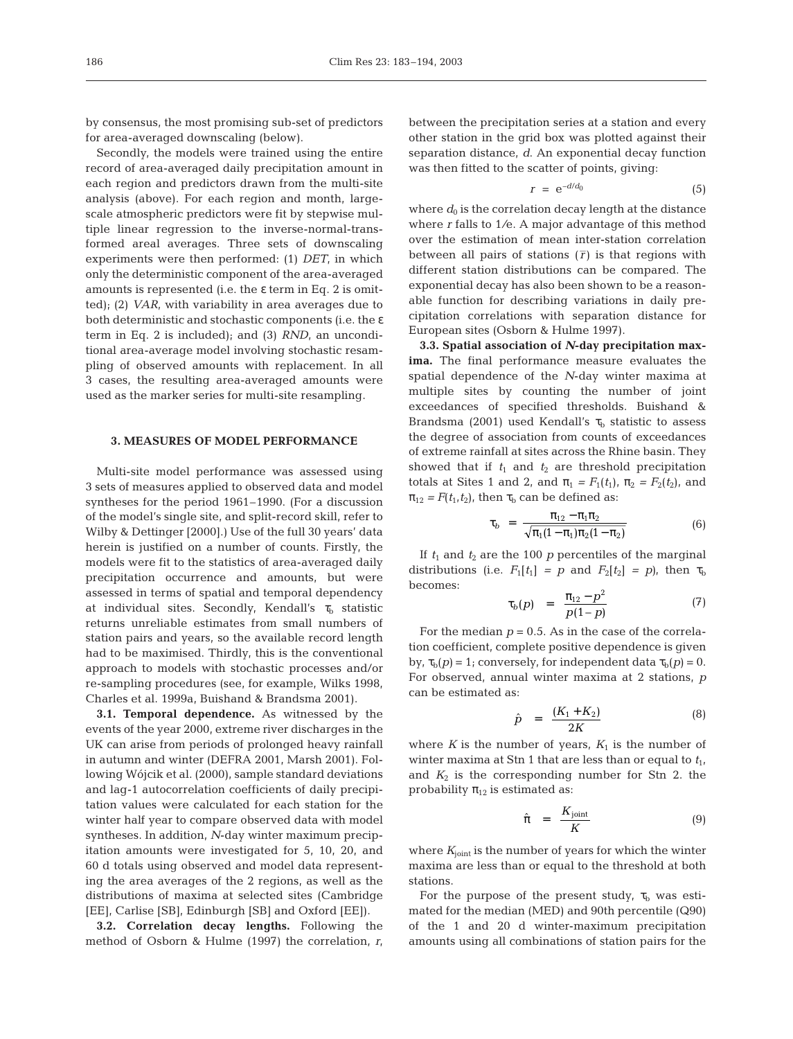by consensus, the most promising sub-set of predictors for area-averaged downscaling (below).

Secondly, the models were trained using the entire record of area-averaged daily precipitation amount in each region and predictors drawn from the multi-site analysis (above). For each region and month, large-scale atmospheric predictors were fit by stepwise multiple linear regression to the inverse-normal-transformed areal averages. Three sets of downscaling experiments were then performed: (1) *DET*, in which only the deterministic component of the area-averaged amounts is represented (i.e. the $\varepsilon$ term in Eq. 2 is omitted); (2) *VAR*, with variability in area averages due to both deterministic and stochastic components (i.e. the $\varepsilon$ term in Eq. 2 is included); and (3) *RND*, an unconditional area-average model involving stochastic resampling of observed amounts with replacement. In all 3 cases, the resulting area-averaged amounts were used as the marker series for multi-site resampling.

## 3. MEASURES OF MODEL PERFORMANCE

Multi-site model performance was assessed using 3 sets of measures applied to observed data and model syntheses for the period 1961–1990. (For a discussion of the model's single site, and split-record skill, refer to Wilby & Dettinger [2000].) Use of the full 30 years' data herein is justified on a number of counts. Firstly, the models were fit to the statistics of area-averaged daily precipitation occurrence and amounts, but were assessed in terms of spatial and temporal dependency at individual sites. Secondly, Kendall's $\tau_b$ statistic returns unreliable estimates from small numbers of station pairs and years, so the available record length had to be maximised. Thirdly, this is the conventional approach to models with stochastic processes and/or re-sampling procedures (see, for example, Wilks 1998, Charles et al. 1999a, Buishand & Brandsma 2001).

**3.1. Temporal dependence.** As witnessed by the events of the year 2000, extreme river discharges in the UK can arise from periods of prolonged heavy rainfall in autumn and winter (DEFRA 2001, Marsh 2001). Following Wójcik et al. (2000), sample standard deviations and lag-1 autocorrelation coefficients of daily precipitation values were calculated for each station for the winter half year to compare observed data with model syntheses. In addition, *N*-day winter maximum precipitation amounts were investigated for 5, 10, 20, and 60 d totals using observed and model data representing the area averages of the 2 regions, as well as the distributions of maxima at selected sites (Cambridge [EE], Carlise [SB], Edinburgh [SB] and Oxford [EE]).

**3.2. Correlation decay lengths.** Following the method of Osborn & Hulme (1997) the correlation, $r$, between the precipitation series at a station and every other station in the grid box was plotted against their separation distance, $d$. An exponential decay function was then fitted to the scatter of points, giving:

$$r = e^{-d/d_0} \tag{5}$$

where $d_0$ is the correlation decay length at the distance where $r$ falls to 1/e. A major advantage of this method over the estimation of mean inter-station correlation between all pairs of stations ($\bar{r}$) is that regions with different station distributions can be compared. The exponential decay has also been shown to be a reasonable function for describing variations in daily precipitation correlations with separation distance for European sites (Osborn & Hulme 1997).

**3.3. Spatial association of *N*-day precipitation maxima.** The final performance measure evaluates the spatial dependence of the *N*-day winter maxima at multiple sites by counting the number of joint exceedances of specified thresholds. Buishand & Brandsma (2001) used Kendall's $\tau_b$ statistic to assess the degree of association from counts of exceedances of extreme rainfall at sites across the Rhine basin. They showed that if $t_1$ and $t_2$ are threshold precipitation totals at Sites 1 and 2, and $\pi_1 = F_1(t_1)$, $\pi_2 = F_2(t_2)$, and $\pi_{12} = F(t_1, t_2)$, then $\tau_b$ can be defined as:

$$\tau_b = \frac{\pi_{12} - \pi_1\pi_2}{\sqrt{\pi_1(1-\pi_1)\pi_2(1-\pi_2)}} \tag{6}$$

If $t_1$ and $t_2$ are the 100 $p$ percentiles of the marginal distributions (i.e. $F_1[t_1] = p$ and $F_2[t_2] = p$), then $\tau_b$ becomes:

$$\tau_b(p) = \frac{\pi_{12} - p^2}{p(1-p)} \tag{7}$$

For the median $p = 0.5$. As in the case of the correlation coefficient, complete positive dependence is given by, $\tau_b(p) = 1$; conversely, for independent data $\tau_b(p) = 0$. For observed, annual winter maxima at 2 stations, $p$ can be estimated as:

$$\hat{p} = \frac{(K_1 + K_2)}{2K} \tag{8}$$

where $K$ is the number of years, $K_1$ is the number of winter maxima at Stn 1 that are less than or equal to $t_1$, and $K_2$ is the corresponding number for Stn 2. the probability $\pi_{12}$ is estimated as:

$$\hat{\pi} = \frac{K_{\text{joint}}}{K} \tag{9}$$

where $K_{\text{joint}}$ is the number of years for which the winter maxima are less than or equal to the threshold at both stations.

For the purpose of the present study, $\tau_b$ was estimated for the median (MED) and 90th percentile (Q90) of the 1 and 20 d winter-maximum precipitation amounts using all combinations of station pairs for the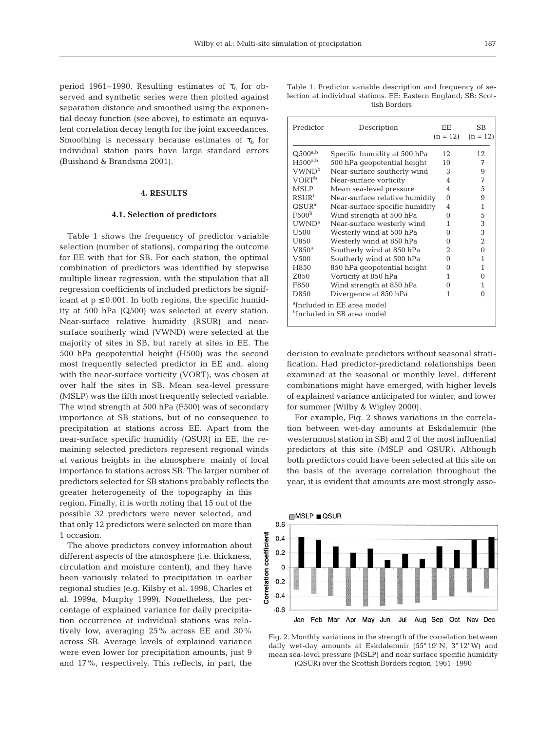period 1961–1990. Resulting estimates of $\tau_b$ for observed and synthetic series were then plotted against separation distance and smoothed using the exponential decay function (see above), to estimate an equivalent correlation decay length for the joint exceedances. Smoothing is necessary because estimates of $\tau_b$ for individual station pairs have large standard errors (Buishand & Brandsma 2001).

## 4. RESULTS

### 4.1. Selection of predictors

Table 1 shows the frequency of predictor variable selection (number of stations), comparing the outcome for EE with that for SB. For each station, the optimal combination of predictors was identified by stepwise multiple linear regression, with the stipulation that all regression coefficients of included predictors be significant at $p \leq 0.001$. In both regions, the specific humidity at 500 hPa (Q500) was selected at every station. Near-surface relative humidity (RSUR) and near-surface southerly wind (VWND) were selected at the majority of sites in SB, but rarely at sites in EE. The 500 hPa geopotential height (H500) was the second most frequently selected predictor in EE and, along with the near-surface vorticity (VORT), was chosen at over half the sites in SB. Mean sea-level pressure (MSLP) was the fifth most frequently selected variable. The wind strength at 500 hPa (F500) was of secondary importance at SB stations, but of no consequence to precipitation at stations across EE. Apart from the near-surface specific humidity (QSUR) in EE, the remaining selected predictors represent regional winds at various heights in the atmosphere, mainly of local importance to stations across SB. The larger number of predictors selected for SB stations probably reflects the greater heterogeneity of the topography in this region. Finally, it is worth noting that 15 out of the possible 32 predictors were never selected, and that only 12 predictors were selected on more than 1 occasion.

The above predictors convey information about different aspects of the atmosphere (i.e. thickness, circulation and moisture content), and they have been variously related to precipitation in earlier regional studies (e.g. Kilsby et al. 1998, Charles et al. 1999a, Murphy 1999). Nonetheless, the percentage of explained variance for daily precipitation occurrence at individual stations was relatively low, averaging 25% across EE and 30% across SB. Average levels of explained variance were even lower for precipitation amounts, just 9 and 17%, respectively. This reflects, in part, the decision to evaluate predictors without seasonal stratification. Had predictor-predictand relationships been examined at the seasonal or monthly level, different combinations might have emerged, with higher levels of explained variance anticipated for winter, and lower for summer (Wilby & Wigley 2000).

For example, Fig. 2 shows variations in the correlation between wet-day amounts at Eskdalemuir (the westernmost station in SB) and 2 of the most influential predictors at this site (MSLP and QSUR). Although both predictors could have been selected at this site on the basis of the average correlation throughout the year, it is evident that amounts are most strongly asso-

Table 1. Predictor variable description and frequency of selection at individual stations. EE: Eastern England; SB: Scottish Borders

| Predictor | Description | EE (n = 12) | SB (n = 12) |
|---|---|---|---|
| Q500[a,b] | Specific humidity at 500 hPa | 12 | 12 |
| H500[a,b] | 500 hPa geopotential height | 10 | 7 |
| VWND[b] | Near-surface southerly wind | 3 | 9 |
| VORT[b] | Near-surface vorticity | 4 | 7 |
| MSLP | Mean sea-level pressure | 4 | 5 |
| RSUR[b] | Near-surface relative humidity | 0 | 9 |
| QSUR[a] | Near-surface specific humidity | 4 | 1 |
| F500[b] | Wind strength at 500 hPa | 0 | 5 |
| UWND[a] | Near-surface westerly wind | 1 | 3 |
| U500 | Westerly wind at 500 hPa | 0 | 3 |
| U850 | Westerly wind at 850 hPa | 0 | 2 |
| V850[a] | Southerly wind at 850 hPa | 2 | 0 |
| V500 | Southerly wind at 500 hPa | 0 | 1 |
| H850 | 850 hPa geopotential height | 0 | 1 |
| Z850 | Vorticity at 850 hPa | 1 | 0 |
| F850 | Wind strength at 850 hPa | 0 | 1 |
| D850 | Divergence at 850 hPa | 1 | 0 |

[a]Included in EE area model
[b]Included in SB area model

Fig. 2. Monthly variations in the strength of the correlation between daily wet-day amounts at Eskdalemuir (55° 19' N, 3° 12' W) and mean sea-level pressure (MSLP) and near surface specific humidity (QSUR) over the Scottish Borders region, 1961–1990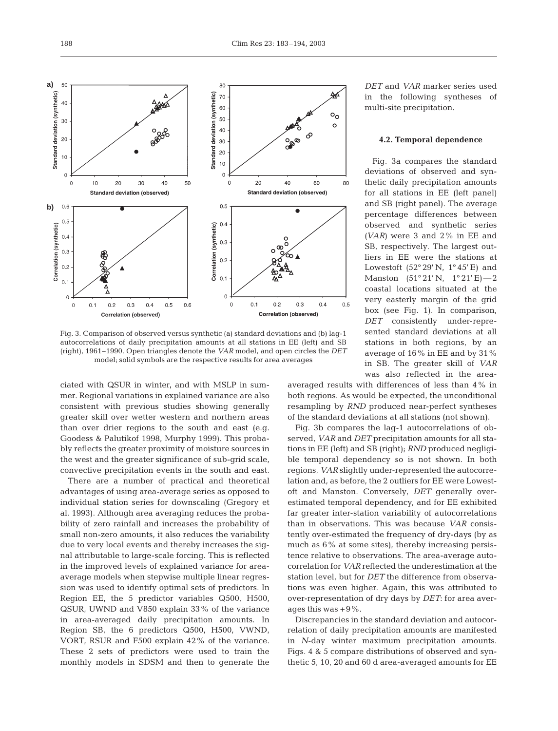Fig. 3. Comparison of observed versus synthetic (a) standard deviations and (b) lag-1 autocorrelations of daily precipitation amounts at all stations in EE (left) and SB (right), 1961–1990. Open triangles denote the *VAR* model, and open circles the *DET* model; solid symbols are the respective results for area averages

ciated with QSUR in winter, and with MSLP in summer. Regional variations in explained variance are also consistent with previous studies showing generally greater skill over wetter western and northern areas than over drier regions to the south and east (e.g. Goodess & Palutikof 1998, Murphy 1999). This probably reflects the greater proximity of moisture sources in the west and the greater significance of sub-grid scale, convective precipitation events in the south and east.

There are a number of practical and theoretical advantages of using area-average series as opposed to individual station series for downscaling (Gregory et al. 1993). Although area averaging reduces the probability of zero rainfall and increases the probability of small non-zero amounts, it also reduces the variability due to very local events and thereby increases the signal attributable to large-scale forcing. This is reflected in the improved levels of explained variance for area-average models when stepwise multiple linear regression was used to identify optimal sets of predictors. In Region EE, the 5 predictor variables Q500, H500, QSUR, UWND and V850 explain 33% of the variance in area-averaged daily precipitation amounts. In Region SB, the 6 predictors Q500, H500, VWND, VORT, RSUR and F500 explain 42% of the variance. These 2 sets of predictors were used to train the monthly models in SDSM and then to generate the *DET* and *VAR* marker series used in the following syntheses of multi-site precipitation.

### 4.2. Temporal dependence

Fig. 3a compares the standard deviations of observed and synthetic daily precipitation amounts for all stations in EE (left panel) and SB (right panel). The average percentage differences between observed and synthetic series (*VAR*) were 3 and 2% in EE and SB, respectively. The largest outliers in EE were the stations at Lowestoft (52° 29′ N, 1° 45′ E) and Manston (51° 21′ N, 1° 21′ E)—2 coastal locations situated at the very easterly margin of the grid box (see Fig. 1). In comparison, *DET* consistently under-represented standard deviations at all stations in both regions, by an average of 16% in EE and by 31% in SB. The greater skill of *VAR* was also reflected in the area-averaged results with differences of less than 4% in both regions. As would be expected, the unconditional resampling by *RND* produced near-perfect syntheses of the standard deviations at all stations (not shown).

Fig. 3b compares the lag-1 autocorrelations of observed, *VAR* and *DET* precipitation amounts for all stations in EE (left) and SB (right); *RND* produced negligible temporal dependency so is not shown. In both regions, *VAR* slightly under-represented the autocorrelation and, as before, the 2 outliers for EE were Lowestoft and Manston. Conversely, *DET* generally overestimated temporal dependency, and for EE exhibited far greater inter-station variability of autocorrelations than in observations. This was because *VAR* consistently over-estimated the frequency of dry-days (by as much as 6% at some sites), thereby increasing persistence relative to observations. The area-average autocorrelation for *VAR* reflected the underestimation at the station level, but for *DET* the difference from observations was even higher. Again, this was attributed to over-representation of dry days by *DET*: for area averages this was +9%.

Discrepancies in the standard deviation and autocorrelation of daily precipitation amounts are manifested in *N*-day winter maximum precipitation amounts. Figs. 4 & 5 compare distributions of observed and synthetic 5, 10, 20 and 60 d area-averaged amounts for EE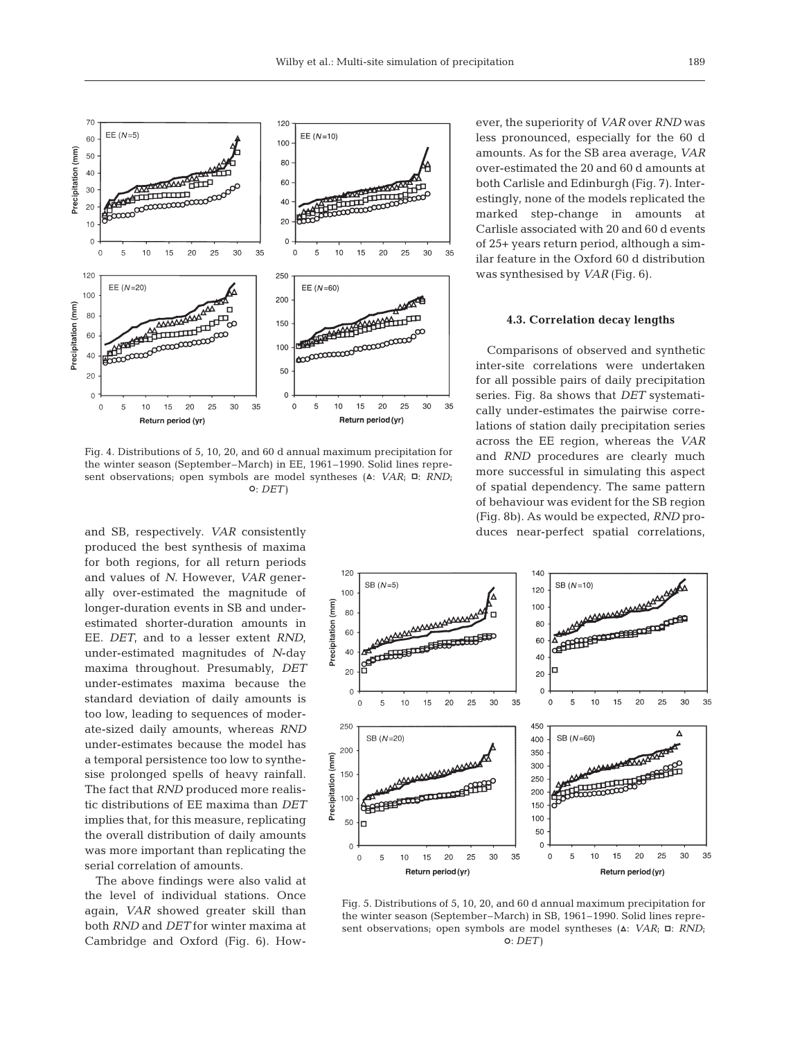Fig. 4. Distributions of 5, 10, 20, and 60 d annual maximum precipitation for the winter season (September–March) in EE, 1961–1990. Solid lines represent observations; open symbols are model syntheses (△: *VAR*; □: *RND*; ○: *DET*)

and SB, respectively. *VAR* consistently produced the best synthesis of maxima for both regions, for all return periods and values of *N*. However, *VAR* generally over-estimated the magnitude of longer-duration events in SB and under-estimated shorter-duration amounts in EE. *DET*, and to a lesser extent *RND*, under-estimated magnitudes of *N*-day maxima throughout. Presumably, *DET* under-estimates maxima because the standard deviation of daily amounts is too low, leading to sequences of moderate-sized daily amounts, whereas *RND* under-estimates because the model has a temporal persistence too low to synthesise prolonged spells of heavy rainfall. The fact that *RND* produced more realistic distributions of EE maxima than *DET* implies that, for this measure, replicating the overall distribution of daily amounts was more important than replicating the serial correlation of amounts.

The above findings were also valid at the level of individual stations. Once again, *VAR* showed greater skill than both *RND* and *DET* for winter maxima at Cambridge and Oxford (Fig. 6). However, the superiority of *VAR* over *RND* was less pronounced, especially for the 60 d amounts. As for the SB area average, *VAR* over-estimated the 20 and 60 d amounts at both Carlisle and Edinburgh (Fig. 7). Interestingly, none of the models replicated the marked step-change in amounts at Carlisle associated with 20 and 60 d events of 25+ years return period, although a similar feature in the Oxford 60 d distribution was synthesised by *VAR* (Fig. 6).

### 4.3. Correlation decay lengths

Comparisons of observed and synthetic inter-site correlations were undertaken for all possible pairs of daily precipitation series. Fig. 8a shows that *DET* systematically under-estimates the pairwise correlations of station daily precipitation series across the EE region, whereas the *VAR* and *RND* procedures are clearly much more successful in simulating this aspect of spatial dependency. The same pattern of behaviour was evident for the SB region (Fig. 8b). As would be expected, *RND* produces near-perfect spatial correlations,

Fig. 5. Distributions of 5, 10, 20, and 60 d annual maximum precipitation for the winter season (September–March) in SB, 1961–1990. Solid lines represent observations; open symbols are model syntheses (△: *VAR*; □: *RND*; ○: *DET*)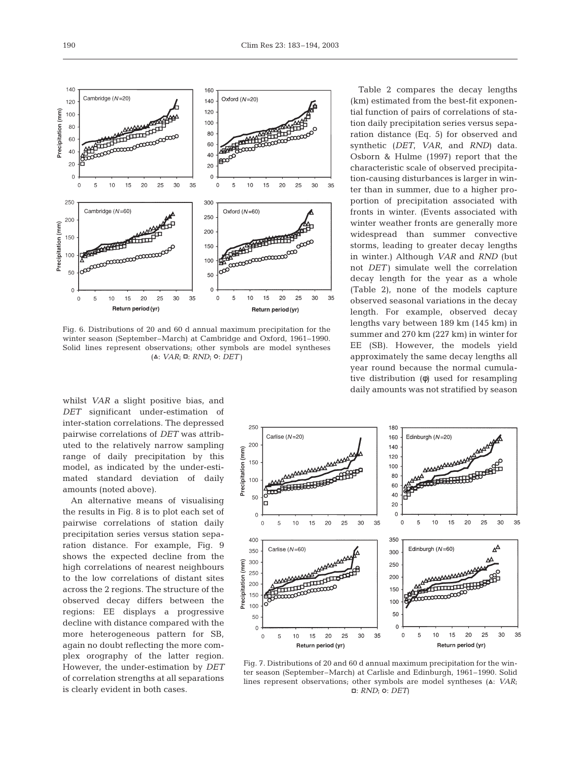Fig. 6. Distributions of 20 and 60 d annual maximum precipitation for the winter season (September–March) at Cambridge and Oxford, 1961–1990. Solid lines represent observations; other symbols are model syntheses (△: *VAR*; □: *RND*; ○: *DET*)

Table 2 compares the decay lengths (km) estimated from the best-fit exponential function of pairs of correlations of station daily precipitation series versus separation distance (Eq. 5) for observed and synthetic (*DET*, *VAR*, and *RND*) data. Osborn & Hulme (1997) report that the characteristic scale of observed precipitation-causing disturbances is larger in winter than in summer, due to a higher proportion of precipitation associated with fronts in winter. (Events associated with winter weather fronts are generally more widespread than summer convective storms, leading to greater decay lengths in winter.) Although *VAR* and *RND* (but not *DET*) simulate well the correlation decay length for the year as a whole (Table 2), none of the models capture observed seasonal variations in the decay length. For example, observed decay lengths vary between 189 km (145 km) in summer and 270 km (227 km) in winter for EE (SB). However, the models yield approximately the same decay lengths all year round because the normal cumulative distribution ($\phi$) used for resampling daily amounts was not stratified by season

whilst *VAR* a slight positive bias, and *DET* significant under-estimation of inter-station correlations. The depressed pairwise correlations of *DET* was attributed to the relatively narrow sampling range of daily precipitation by this model, as indicated by the under-estimated standard deviation of daily amounts (noted above).

An alternative means of visualising the results in Fig. 8 is to plot each set of pairwise correlations of station daily precipitation series versus station separation distance. For example, Fig. 9 shows the expected decline from the high correlations of nearest neighbours to the low correlations of distant sites across the 2 regions. The structure of the observed decay differs between the regions: EE displays a progressive decline with distance compared with the more heterogeneous pattern for SB, again no doubt reflecting the more complex orography of the latter region. However, the under-estimation by *DET* of correlation strengths at all separations is clearly evident in both cases.

Fig. 7. Distributions of 20 and 60 d annual maximum precipitation for the winter season (September–March) at Carlisle and Edinburgh, 1961–1990. Solid lines represent observations; other symbols are model syntheses (△: *VAR*; □: *RND*; ○: *DET*)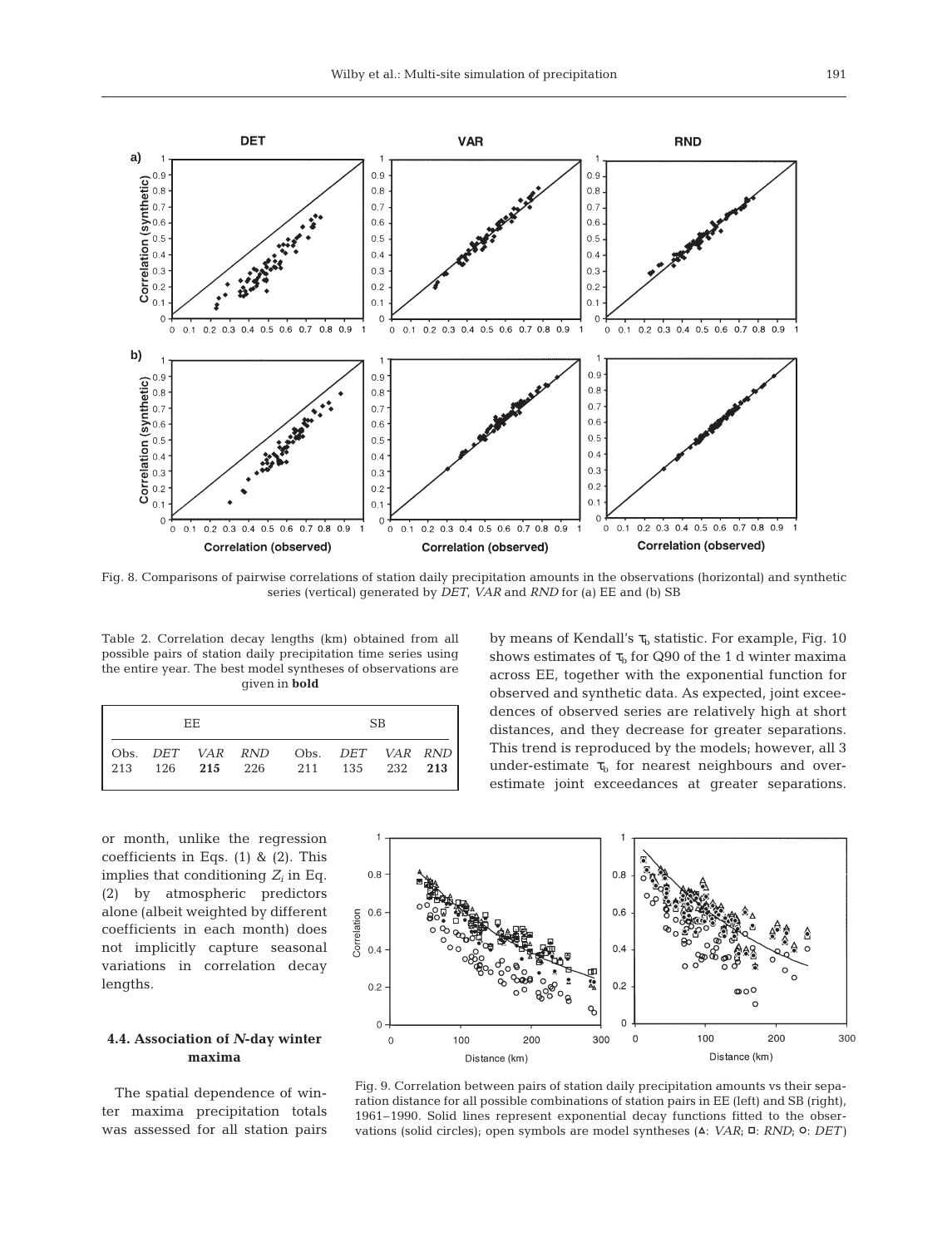Fig. 8. Comparisons of pairwise correlations of station daily precipitation amounts in the observations (horizontal) and synthetic series (vertical) generated by *DET*, *VAR* and *RND* for (a) EE and (b) SB

Table 2. Correlation decay lengths (km) obtained from all possible pairs of station daily precipitation time series using the entire year. The best model syntheses of observations are given in **bold**

| EE | | | | SB | | | |
|---|---|---|---|---|---|---|---|
| Obs. | *DET* | *VAR* | *RND* | Obs. | *DET* | *VAR* | *RND* |
| 213 | 126 | **215** | 226 | 211 | 135 | 232 | **213** |

or month, unlike the regression coefficients in Eqs. (1) & (2). This implies that conditioning $Z_i$ in Eq. (2) by atmospheric predictors alone (albeit weighted by different coefficients in each month) does not implicitly capture seasonal variations in correlation decay lengths.

### 4.4. Association of *N*-day winter maxima

The spatial dependence of winter maxima precipitation totals was assessed for all station pairs by means of Kendall's $\tau_b$ statistic. For example, Fig. 10 shows estimates of $\tau_b$ for Q90 of the 1 d winter maxima across EE, together with the exponential function for observed and synthetic data. As expected, joint exceedences of observed series are relatively high at short distances, and they decrease for greater separations. This trend is reproduced by the models; however, all 3 under-estimate $\tau_b$ for nearest neighbours and over-estimate joint exceedances at greater separations.

Fig. 9. Correlation between pairs of station daily precipitation amounts vs their separation distance for all possible combinations of station pairs in EE (left) and SB (right), 1961–1990. Solid lines represent exponential decay functions fitted to the observations (solid circles); open symbols are model syntheses (△: *VAR*; □: *RND*; ○: *DET*)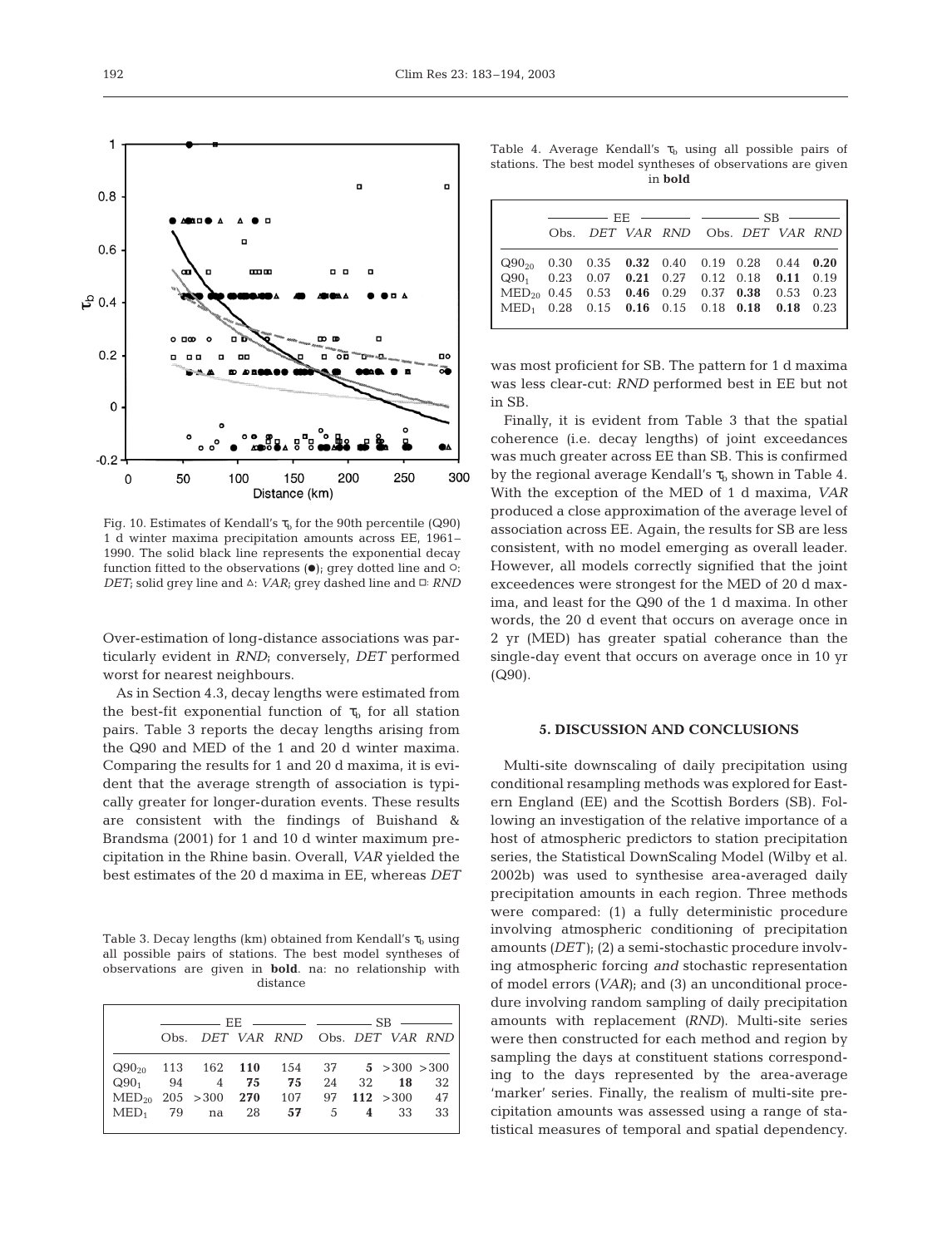Fig. 10. Estimates of Kendall's $\tau_b$ for the 90th percentile (Q90) 1 d winter maxima precipitation amounts across EE, 1961–1990. The solid black line represents the exponential decay function fitted to the observations (●); grey dotted line and ○: *DET*; solid grey line and △: *VAR*; grey dashed line and □: *RND*

Over-estimation of long-distance associations was particularly evident in *RND*; conversely, *DET* performed worst for nearest neighbours.

As in Section 4.3, decay lengths were estimated from the best-fit exponential function of $\tau_b$ for all station pairs. Table 3 reports the decay lengths arising from the Q90 and MED of the 1 and 20 d winter maxima. Comparing the results for 1 and 20 d maxima, it is evident that the average strength of association is typically greater for longer-duration events. These results are consistent with the findings of Buishand & Brandsma (2001) for 1 and 10 d winter maximum precipitation in the Rhine basin. Overall, *VAR* yielded the best estimates of the 20 d maxima in EE, whereas *DET* was most proficient for SB. The pattern for 1 d maxima was less clear-cut: *RND* performed best in EE but not in SB.

Table 3. Decay lengths (km) obtained from Kendall's $\tau_b$ using all possible pairs of stations. The best model syntheses of observations are given in **bold**. na: no relationship with distance

| | EE | | | | SB | | | |
|---|---|---|---|---|---|---|---|---|
| | Obs. | *DET* | *VAR* | *RND* | Obs. | *DET* | *VAR* | *RND* |
| $Q90_{20}$ | 113 | 162 | **110** | 154 | 37 | **5** | >300 | >300 |
| $Q90_1$ | 94 | 4 | **75** | **75** | 24 | 32 | **18** | 32 |
| $MED_{20}$ | 205 | >300 | **270** | 107 | 97 | **112** | >300 | 47 |
| $MED_1$ | 79 | na | 28 | **57** | 5 | **4** | 33 | 33 |

Table 4. Average Kendall's $\tau_b$ using all possible pairs of stations. The best model syntheses of observations are given in **bold**

| | EE | | | | SB | | | |
|---|---|---|---|---|---|---|---|---|
| | Obs. | *DET* | *VAR* | *RND* | Obs. | *DET* | *VAR* | *RND* |
| $Q90_{20}$ | 0.30 | 0.35 | **0.32** | 0.40 | 0.19 | 0.28 | 0.44 | **0.20** |
| $Q90_1$ | 0.23 | 0.07 | **0.21** | 0.27 | 0.12 | 0.18 | **0.11** | 0.19 |
| $MED_{20}$ | 0.45 | 0.53 | **0.46** | 0.29 | 0.37 | **0.38** | 0.53 | 0.23 |
| $MED_1$ | 0.28 | 0.15 | **0.16** | 0.15 | 0.18 | **0.18** | **0.18** | 0.23 |

Finally, it is evident from Table 3 that the spatial coherence (i.e. decay lengths) of joint exceedances was much greater across EE than SB. This is confirmed by the regional average Kendall's $\tau_b$ shown in Table 4. With the exception of the MED of 1 d maxima, *VAR* produced a close approximation of the average level of association across EE. Again, the results for SB are less consistent, with no model emerging as overall leader. However, all models correctly signified that the joint exceedences were strongest for the MED of 20 d maxima, and least for the Q90 of the 1 d maxima. In other words, the 20 d event that occurs on average once in 2 yr (MED) has greater spatial coherance than the single-day event that occurs on average once in 10 yr (Q90).

## 5. DISCUSSION AND CONCLUSIONS

Multi-site downscaling of daily precipitation using conditional resampling methods was explored for Eastern England (EE) and the Scottish Borders (SB). Following an investigation of the relative importance of a host of atmospheric predictors to station precipitation series, the Statistical DownScaling Model (Wilby et al. 2002b) was used to synthesise area-averaged daily precipitation amounts in each region. Three methods were compared: (1) a fully deterministic procedure involving atmospheric conditioning of precipitation amounts (*DET*); (2) a semi-stochastic procedure involving atmospheric forcing *and* stochastic representation of model errors (*VAR*); and (3) an unconditional procedure involving random sampling of daily precipitation amounts with replacement (*RND*). Multi-site series were then constructed for each method and region by sampling the days at constituent stations corresponding to the days represented by the area-average 'marker' series. Finally, the realism of multi-site precipitation amounts was assessed using a range of statistical measures of temporal and spatial dependency.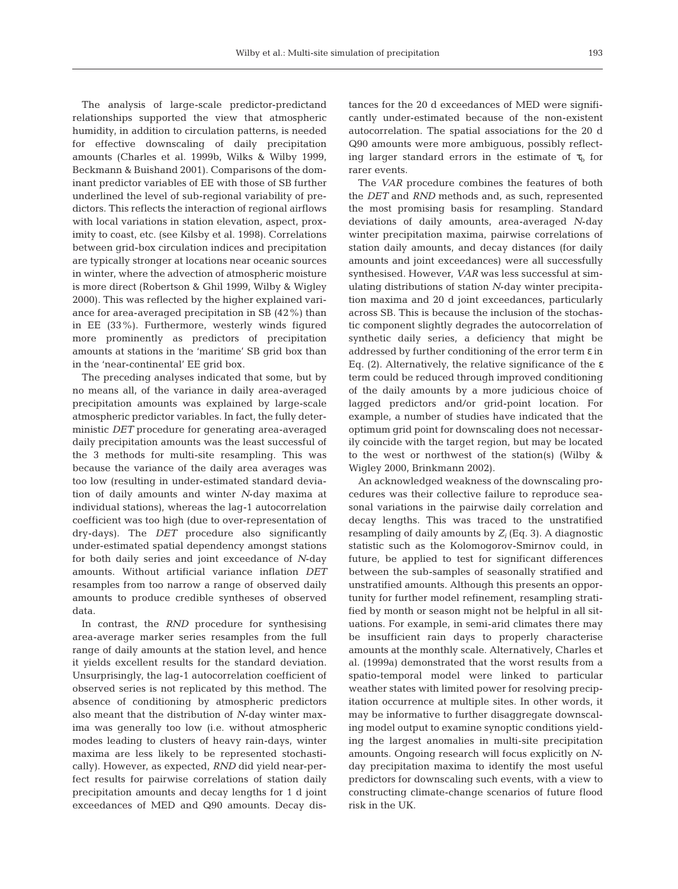The analysis of large-scale predictor-predictand relationships supported the view that atmospheric humidity, in addition to circulation patterns, is needed for effective downscaling of daily precipitation amounts (Charles et al. 1999b, Wilks & Wilby 1999, Beckmann & Buishand 2001). Comparisons of the dominant predictor variables of EE with those of SB further underlined the level of sub-regional variability of predictors. This reflects the interaction of regional airflows with local variations in station elevation, aspect, proximity to coast, etc. (see Kilsby et al. 1998). Correlations between grid-box circulation indices and precipitation are typically stronger at locations near oceanic sources in winter, where the advection of atmospheric moisture is more direct (Robertson & Ghil 1999, Wilby & Wigley 2000). This was reflected by the higher explained variance for area-averaged precipitation in SB (42%) than in EE (33%). Furthermore, westerly winds figured more prominently as predictors of precipitation amounts at stations in the 'maritime' SB grid box than in the 'near-continental' EE grid box.

The preceding analyses indicated that some, but by no means all, of the variance in daily area-averaged precipitation amounts was explained by large-scale atmospheric predictor variables. In fact, the fully deterministic *DET* procedure for generating area-averaged daily precipitation amounts was the least successful of the 3 methods for multi-site resampling. This was because the variance of the daily area averages was too low (resulting in under-estimated standard deviation of daily amounts and winter *N*-day maxima at individual stations), whereas the lag-1 autocorrelation coefficient was too high (due to over-representation of dry-days). The *DET* procedure also significantly under-estimated spatial dependency amongst stations for both daily series and joint exceedance of *N*-day amounts. Without artificial variance inflation *DET* resamples from too narrow a range of observed daily amounts to produce credible syntheses of observed data.

In contrast, the *RND* procedure for synthesising area-average marker series resamples from the full range of daily amounts at the station level, and hence it yields excellent results for the standard deviation. Unsurprisingly, the lag-1 autocorrelation coefficient of observed series is not replicated by this method. The absence of conditioning by atmospheric predictors also meant that the distribution of *N*-day winter maxima was generally too low (i.e. without atmospheric modes leading to clusters of heavy rain-days, winter maxima are less likely to be represented stochastically). However, as expected, *RND* did yield near-perfect results for pairwise correlations of station daily precipitation amounts and decay lengths for 1 d joint exceedances of MED and Q90 amounts. Decay distances for the 20 d exceedances of MED were significantly under-estimated because of the non-existent autocorrelation. The spatial associations for the 20 d Q90 amounts were more ambiguous, possibly reflecting larger standard errors in the estimate of $\tau_0$ for rarer events.

The *VAR* procedure combines the features of both the *DET* and *RND* methods and, as such, represented the most promising basis for resampling. Standard deviations of daily amounts, area-averaged *N*-day winter precipitation maxima, pairwise correlations of station daily amounts, and decay distances (for daily amounts and joint exceedances) were all successfully synthesised. However, *VAR* was less successful at simulating distributions of station *N*-day winter precipitation maxima and 20 d joint exceedances, particularly across SB. This is because the inclusion of the stochastic component slightly degrades the autocorrelation of synthetic daily series, a deficiency that might be addressed by further conditioning of the error term $\varepsilon$ in Eq. (2). Alternatively, the relative significance of the $\varepsilon$ term could be reduced through improved conditioning of the daily amounts by a more judicious choice of lagged predictors and/or grid-point location. For example, a number of studies have indicated that the optimum grid point for downscaling does not necessarily coincide with the target region, but may be located to the west or northwest of the station(s) (Wilby & Wigley 2000, Brinkmann 2002).

An acknowledged weakness of the downscaling procedures was their collective failure to reproduce seasonal variations in the pairwise daily correlation and decay lengths. This was traced to the unstratified resampling of daily amounts by $Z_i$ (Eq. 3). A diagnostic statistic such as the Kolomogorov-Smirnov could, in future, be applied to test for significant differences between the sub-samples of seasonally stratified and unstratified amounts. Although this presents an opportunity for further model refinement, resampling stratified by month or season might not be helpful in all situations. For example, in semi-arid climates there may be insufficient rain days to properly characterise amounts at the monthly scale. Alternatively, Charles et al. (1999a) demonstrated that the worst results from a spatio-temporal model were linked to particular weather states with limited power for resolving precipitation occurrence at multiple sites. In other words, it may be informative to further disaggregate downscaling model output to examine synoptic conditions yielding the largest anomalies in multi-site precipitation amounts. Ongoing research will focus explicitly on *N*-day precipitation maxima to identify the most useful predictors for downscaling such events, with a view to constructing climate-change scenarios of future flood risk in the UK.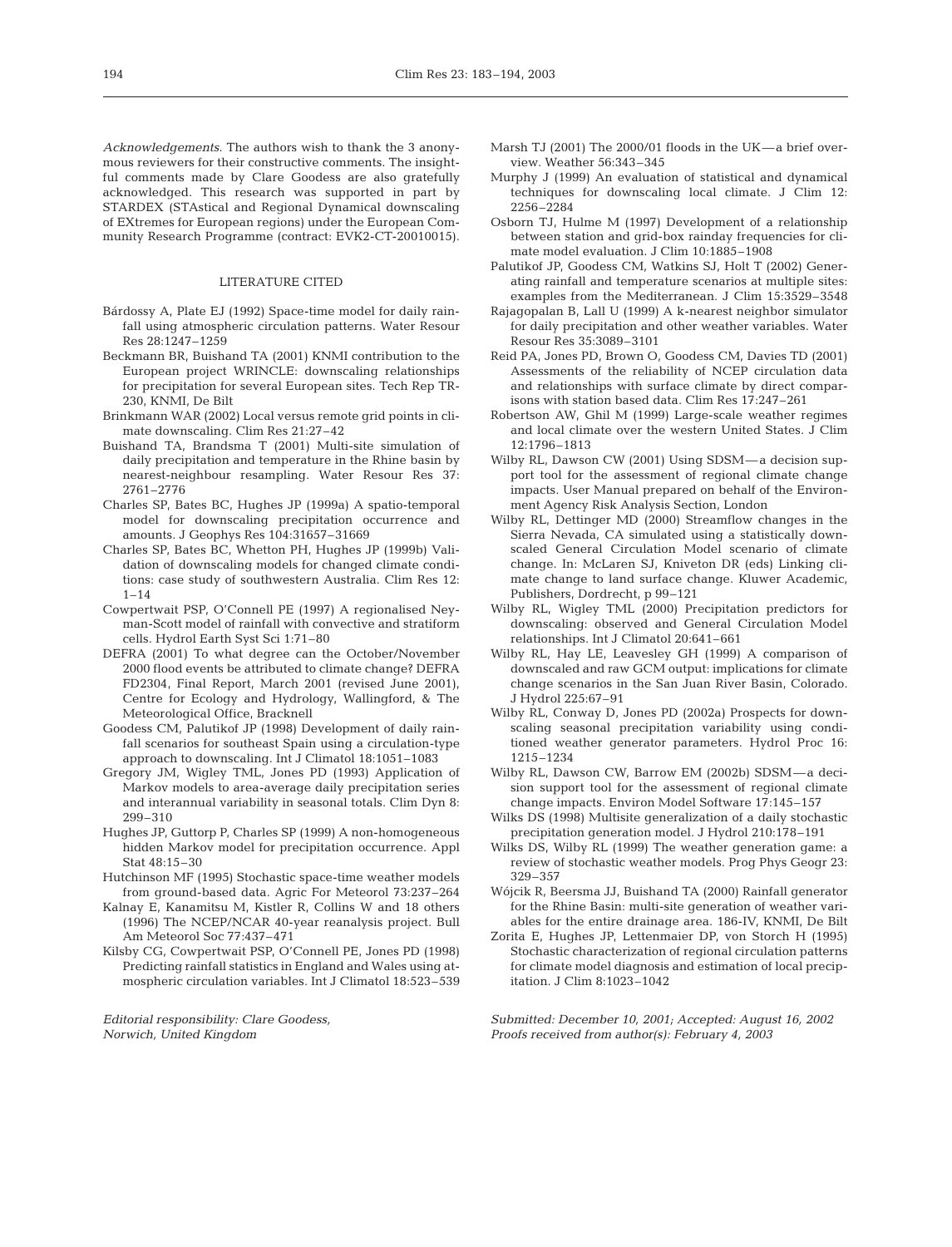*Acknowledgements.* The authors wish to thank the 3 anonymous reviewers for their constructive comments. The insightful comments made by Clare Goodess are also gratefully acknowledged. This research was supported in part by STARDEX (STAstical and Regional Dynamical downscaling of EXtremes for European regions) under the European Community Research Programme (contract: EVK2-CT-20010015).

## LITERATURE CITED

Bárdossy A, Plate EJ (1992) Space-time model for daily rainfall using atmospheric circulation patterns. Water Resour Res 28:1247–1259

Beckmann BR, Buishand TA (2001) KNMI contribution to the European project WRINCLE: downscaling relationships for precipitation for several European sites. Tech Rep TR-230, KNMI, De Bilt

Brinkmann WAR (2002) Local versus remote grid points in climate downscaling. Clim Res 21:27–42

Buishand TA, Brandsma T (2001) Multi-site simulation of daily precipitation and temperature in the Rhine basin by nearest-neighbour resampling. Water Resour Res 37: 2761–2776

Charles SP, Bates BC, Hughes JP (1999a) A spatio-temporal model for downscaling precipitation occurrence and amounts. J Geophys Res 104:31657–31669

Charles SP, Bates BC, Whetton PH, Hughes JP (1999b) Validation of downscaling models for changed climate conditions: case study of southwestern Australia. Clim Res 12: 1–14

Cowpertwait PSP, O'Connell PE (1997) A regionalised Neyman-Scott model of rainfall with convective and stratiform cells. Hydrol Earth Syst Sci 1:71–80

DEFRA (2001) To what degree can the October/November 2000 flood events be attributed to climate change? DEFRA FD2304, Final Report, March 2001 (revised June 2001), Centre for Ecology and Hydrology, Wallingford, & The Meteorological Office, Bracknell

Goodess CM, Palutikof JP (1998) Development of daily rainfall scenarios for southeast Spain using a circulation-type approach to downscaling. Int J Climatol 18:1051–1083

Gregory JM, Wigley TML, Jones PD (1993) Application of Markov models to area-average daily precipitation series and interannual variability in seasonal totals. Clim Dyn 8: 299–310

Hughes JP, Guttorp P, Charles SP (1999) A non-homogeneous hidden Markov model for precipitation occurrence. Appl Stat 48:15–30

Hutchinson MF (1995) Stochastic space-time weather models from ground-based data. Agric For Meteorol 73:237–264

Kalnay E, Kanamitsu M, Kistler R, Collins W and 18 others (1996) The NCEP/NCAR 40-year reanalysis project. Bull Am Meteorol Soc 77:437–471

Kilsby CG, Cowpertwait PSP, O'Connell PE, Jones PD (1998) Predicting rainfall statistics in England and Wales using atmospheric circulation variables. Int J Climatol 18:523–539

Marsh TJ (2001) The 2000/01 floods in the UK—a brief overview. Weather 56:343–345

Murphy J (1999) An evaluation of statistical and dynamical techniques for downscaling local climate. J Clim 12: 2256–2284

Osborn TJ, Hulme M (1997) Development of a relationship between station and grid-box rainday frequencies for climate model evaluation. J Clim 10:1885–1908

Palutikof JP, Goodess CM, Watkins SJ, Holt T (2002) Generating rainfall and temperature scenarios at multiple sites: examples from the Mediterranean. J Clim 15:3529–3548

Rajagopalan B, Lall U (1999) A k-nearest neighbor simulator for daily precipitation and other weather variables. Water Resour Res 35:3089–3101

Reid PA, Jones PD, Brown O, Goodess CM, Davies TD (2001) Assessments of the reliability of NCEP circulation data and relationships with surface climate by direct comparisons with station based data. Clim Res 17:247–261

Robertson AW, Ghil M (1999) Large-scale weather regimes and local climate over the western United States. J Clim 12:1796–1813

Wilby RL, Dawson CW (2001) Using SDSM—a decision support tool for the assessment of regional climate change impacts. User Manual prepared on behalf of the Environment Agency Risk Analysis Section, London

Wilby RL, Dettinger MD (2000) Streamflow changes in the Sierra Nevada, CA simulated using a statistically downscaled General Circulation Model scenario of climate change. In: McLaren SJ, Kniveton DR (eds) Linking climate change to land surface change. Kluwer Academic, Publishers, Dordrecht, p 99–121

Wilby RL, Wigley TML (2000) Precipitation predictors for downscaling: observed and General Circulation Model relationships. Int J Climatol 20:641–661

Wilby RL, Hay LE, Leavesley GH (1999) A comparison of downscaled and raw GCM output: implications for climate change scenarios in the San Juan River Basin, Colorado. J Hydrol 225:67–91

Wilby RL, Conway D, Jones PD (2002a) Prospects for downscaling seasonal precipitation variability using conditioned weather generator parameters. Hydrol Proc 16: 1215–1234

Wilby RL, Dawson CW, Barrow EM (2002b) SDSM—a decision support tool for the assessment of regional climate change impacts. Environ Model Software 17:145–157

Wilks DS (1998) Multisite generalization of a daily stochastic precipitation generation model. J Hydrol 210:178–191

Wilks DS, Wilby RL (1999) The weather generation game: a review of stochastic weather models. Prog Phys Geogr 23: 329–357

Wójcik R, Beersma JJ, Buishand TA (2000) Rainfall generator for the Rhine Basin: multi-site generation of weather variables for the entire drainage area. 186-IV, KNMI, De Bilt

Zorita E, Hughes JP, Lettenmaier DP, von Storch H (1995) Stochastic characterization of regional circulation patterns for climate model diagnosis and estimation of local precipitation. J Clim 8:1023–1042

*Editorial responsibility: Clare Goodess, Norwich, United Kingdom*

*Submitted: December 10, 2001; Accepted: August 16, 2002*
*Proofs received from author(s): February 4, 2003*